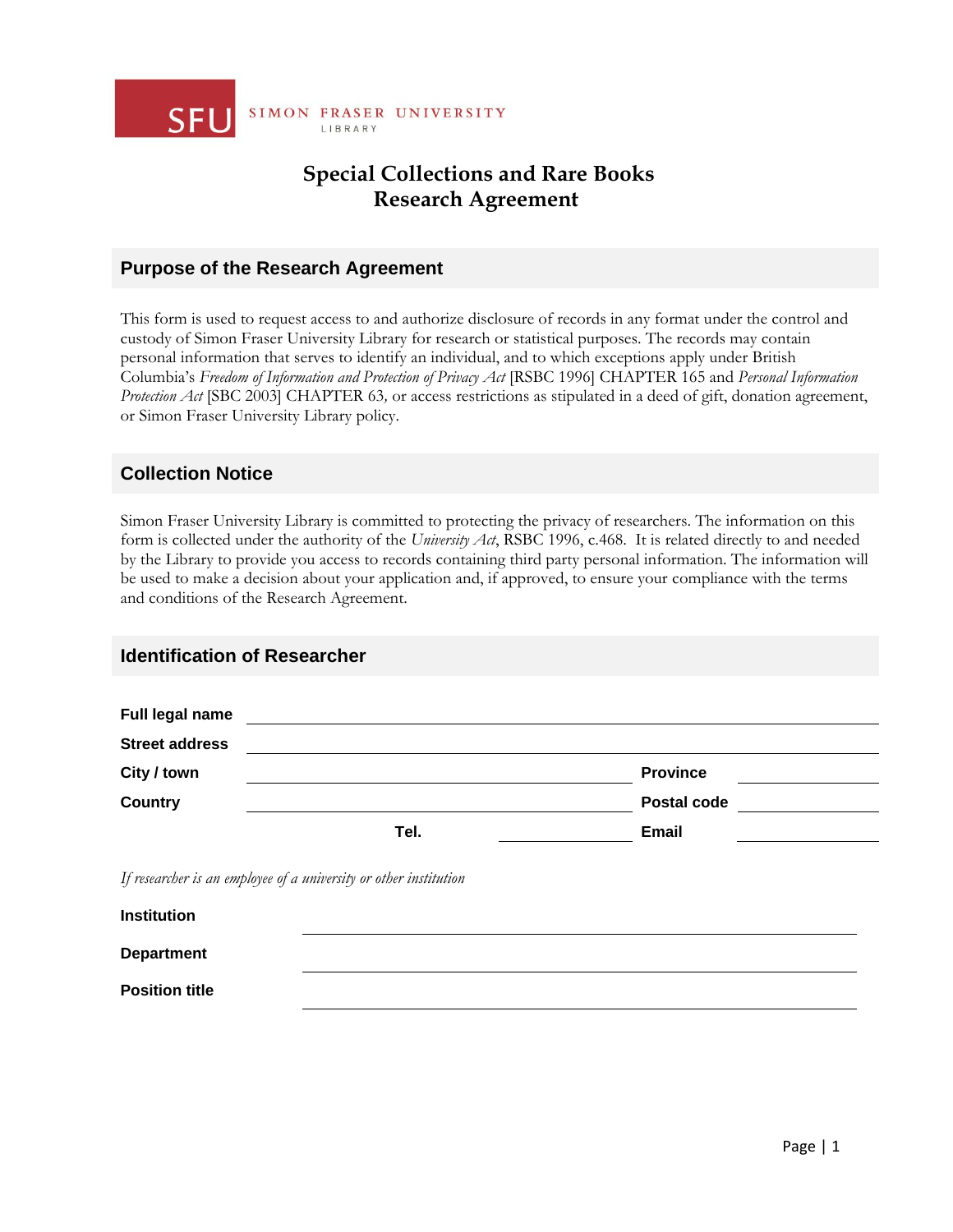SFU SIMON FRASER UNIVERSITY LIBRARY

# Special Collections and Rare Books
# Research Agreement

## Purpose of the Research Agreement

This form is used to request access to and authorize disclosure of records in any format under the control and custody of Simon Fraser University Library for research or statistical purposes. The records may contain personal information that serves to identify an individual, and to which exceptions apply under British Columbia's *Freedom of Information and Protection of Privacy Act* [RSBC 1996] CHAPTER 165 and *Personal Information Protection Act* [SBC 2003] CHAPTER 63*,* or access restrictions as stipulated in a deed of gift, donation agreement, or Simon Fraser University Library policy.

## Collection Notice

Simon Fraser University Library is committed to protecting the privacy of researchers. The information on this form is collected under the authority of the *University Act*, RSBC 1996, c.468. It is related directly to and needed by the Library to provide you access to records containing third party personal information. The information will be used to make a decision about your application and, if approved, to ensure your compliance with the terms and conditions of the Research Agreement.

## Identification of Researcher

**Full legal name** ______________________________

**Street address** ______________________________

**City / town** ______________________ **Province** ____________

**Country** ______________________ **Postal code** ____________

**Tel.** ______________ **Email** ____________

*If researcher is an employee of a university or other institution*

**Institution** ______________________________

**Department** ______________________________

**Position title** ______________________________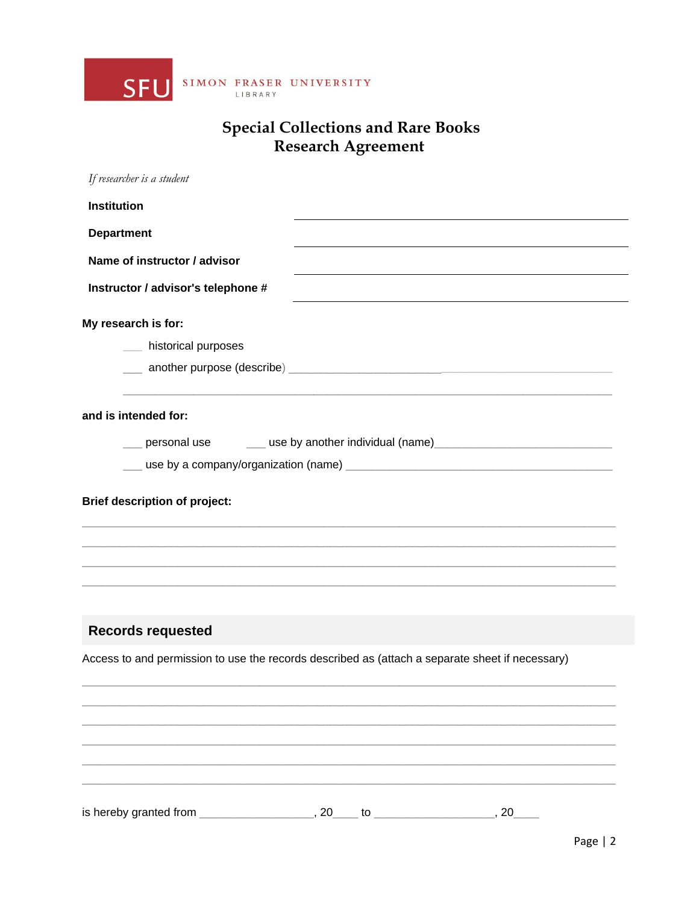SFU SIMON FRASER UNIVERSITY LIBRARY

# Special Collections and Rare Books
# Research Agreement

*If researcher is a student*

**Institution** ______________________________

**Department** ______________________________

**Name of instructor / advisor** ______________________________

**Instructor / advisor's telephone #** ______________________________

**My research is for:**

___ historical purposes

___ another purpose (describe) ______________________________________________________

________________________________________________________________________________

**and is intended for:**

___ personal use ___ use by another individual (name)______________________________

___ use by a company/organization (name) _____________________________________________

**Brief description of project:**

________________________________________________________________________________

________________________________________________________________________________

________________________________________________________________________________

________________________________________________________________________________

## Records requested

Access to and permission to use the records described as (attach a separate sheet if necessary)

________________________________________________________________________________

________________________________________________________________________________

________________________________________________________________________________

________________________________________________________________________________

________________________________________________________________________________

________________________________________________________________________________

is hereby granted from __________________, 20____ to ___________________, 20____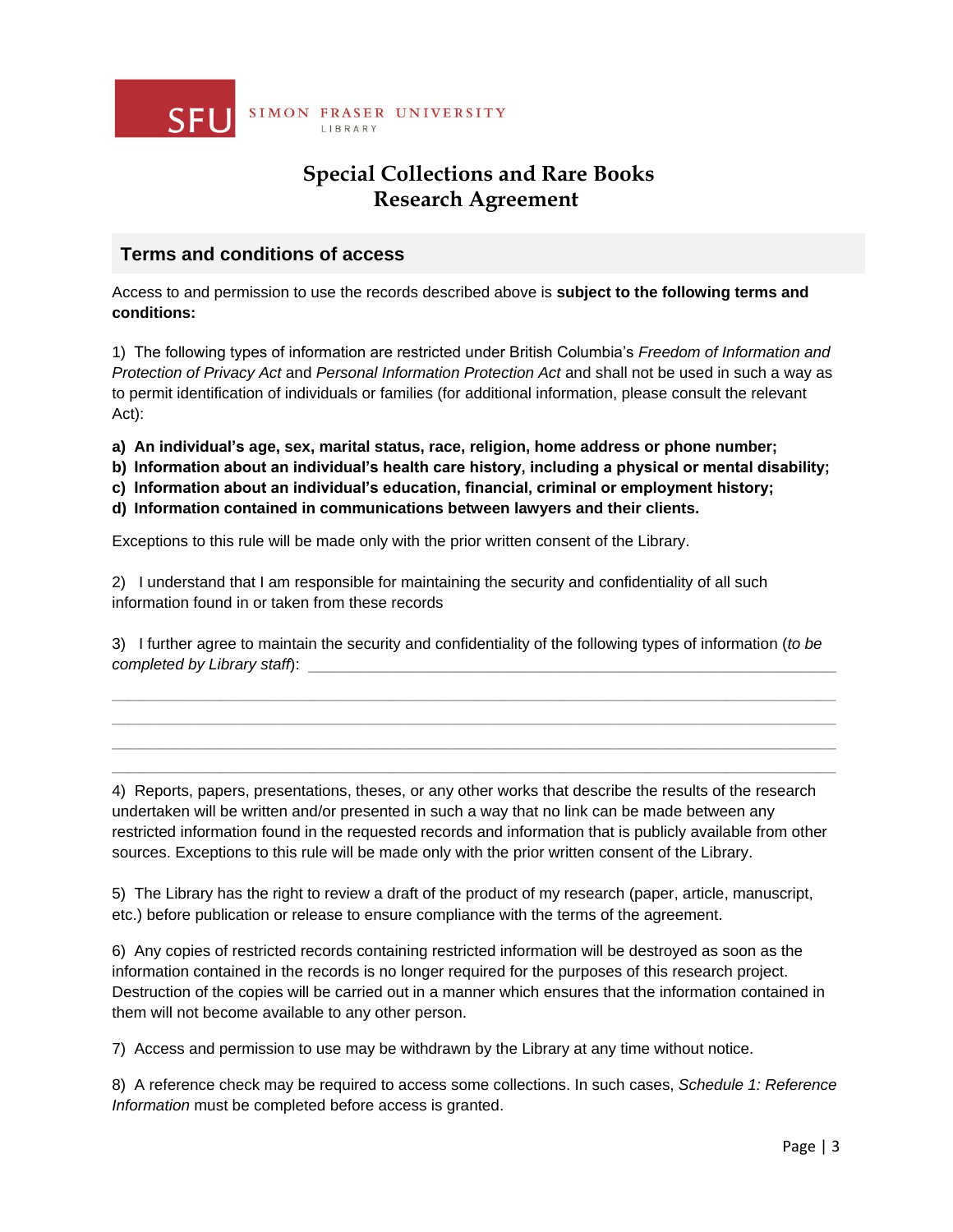SFU SIMON FRASER UNIVERSITY LIBRARY

# Special Collections and Rare Books
# Research Agreement

## Terms and conditions of access

Access to and permission to use the records described above is **subject to the following terms and conditions:**

1) The following types of information are restricted under British Columbia's *Freedom of Information and Protection of Privacy Act* and *Personal Information Protection Act* and shall not be used in such a way as to permit identification of individuals or families (for additional information, please consult the relevant Act):

**a) An individual's age, sex, marital status, race, religion, home address or phone number;**
**b) Information about an individual's health care history, including a physical or mental disability;**
**c) Information about an individual's education, financial, criminal or employment history;**
**d) Information contained in communications between lawyers and their clients.**

Exceptions to this rule will be made only with the prior written consent of the Library.

2) I understand that I am responsible for maintaining the security and confidentiality of all such information found in or taken from these records

3) I further agree to maintain the security and confidentiality of the following types of information (*to be completed by Library staff*): ______________________________________________________________

______________________________________________________________________________

______________________________________________________________________________

______________________________________________________________________________

______________________________________________________________________________

4) Reports, papers, presentations, theses, or any other works that describe the results of the research undertaken will be written and/or presented in such a way that no link can be made between any restricted information found in the requested records and information that is publicly available from other sources. Exceptions to this rule will be made only with the prior written consent of the Library.

5) The Library has the right to review a draft of the product of my research (paper, article, manuscript, etc.) before publication or release to ensure compliance with the terms of the agreement.

6) Any copies of restricted records containing restricted information will be destroyed as soon as the information contained in the records is no longer required for the purposes of this research project. Destruction of the copies will be carried out in a manner which ensures that the information contained in them will not become available to any other person.

7) Access and permission to use may be withdrawn by the Library at any time without notice.

8) A reference check may be required to access some collections. In such cases, *Schedule 1: Reference Information* must be completed before access is granted.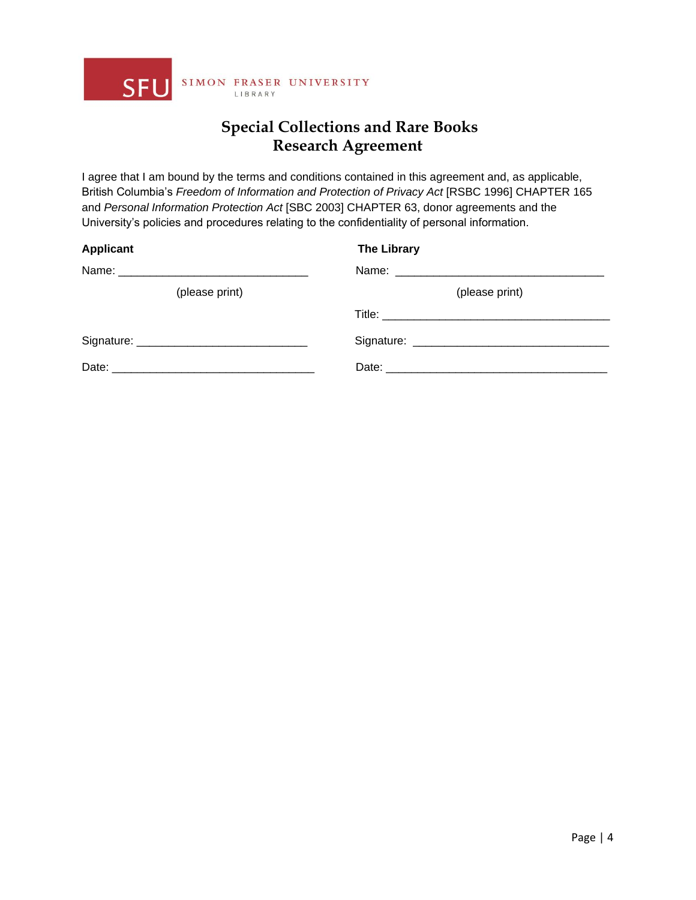SFU SIMON FRASER UNIVERSITY LIBRARY

# Special Collections and Rare Books
# Research Agreement

I agree that I am bound by the terms and conditions contained in this agreement and, as applicable, British Columbia's *Freedom of Information and Protection of Privacy Act* [RSBC 1996] CHAPTER 165 and *Personal Information Protection Act* [SBC 2003] CHAPTER 63, donor agreements and the University's policies and procedures relating to the confidentiality of personal information.

**Applicant**

Name: ______________________________
(please print)

Signature: __________________________

Date: ______________________________

**The Library**

Name: ______________________________
(please print)

Title: ______________________________

Signature: __________________________

Date: ______________________________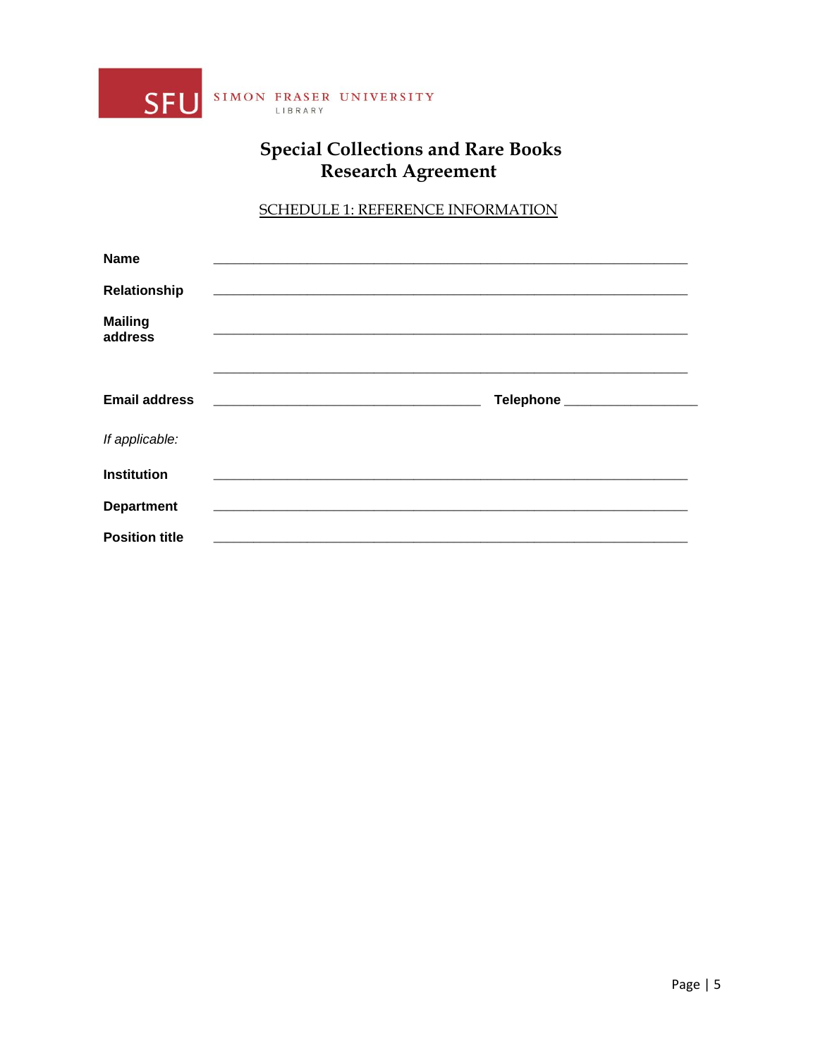SFU SIMON FRASER UNIVERSITY LIBRARY

# Special Collections and Rare Books Research Agreement

## SCHEDULE 1: REFERENCE INFORMATION

**Name** ______________________________________________________________

**Relationship** ______________________________________________________________

**Mailing address** ______________________________________________________________

______________________________________________________________

**Email address** ___________________________________ **Telephone** _________________

*If applicable:*

**Institution** ______________________________________________________________

**Department** ______________________________________________________________

**Position title** ______________________________________________________________